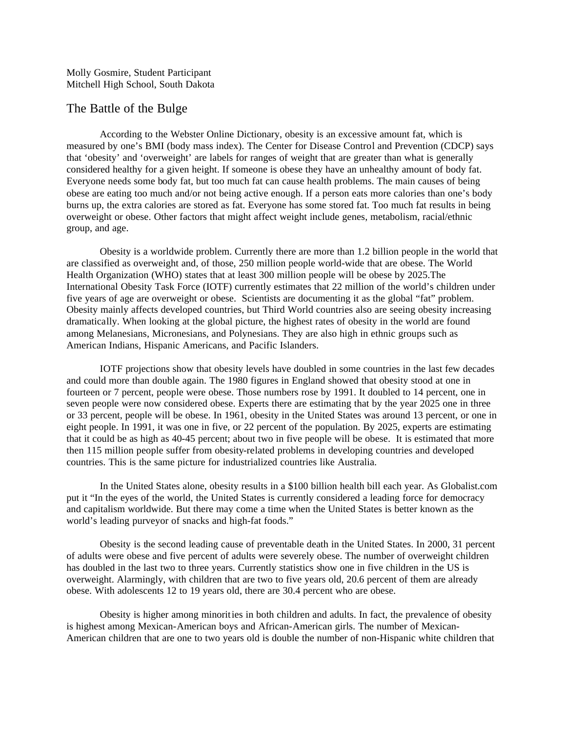Molly Gosmire, Student Participant
Mitchell High School, South Dakota

# The Battle of the Bulge

According to the Webster Online Dictionary, obesity is an excessive amount fat, which is measured by one's BMI (body mass index). The Center for Disease Control and Prevention (CDCP) says that 'obesity' and 'overweight' are labels for ranges of weight that are greater than what is generally considered healthy for a given height. If someone is obese they have an unhealthy amount of body fat. Everyone needs some body fat, but too much fat can cause health problems. The main causes of being obese are eating too much and/or not being active enough. If a person eats more calories than one's body burns up, the extra calories are stored as fat. Everyone has some stored fat. Too much fat results in being overweight or obese. Other factors that might affect weight include genes, metabolism, racial/ethnic group, and age.

Obesity is a worldwide problem. Currently there are more than 1.2 billion people in the world that are classified as overweight and, of those, 250 million people world-wide that are obese. The World Health Organization (WHO) states that at least 300 million people will be obese by 2025.The International Obesity Task Force (IOTF) currently estimates that 22 million of the world's children under five years of age are overweight or obese. Scientists are documenting it as the global "fat" problem. Obesity mainly affects developed countries, but Third World countries also are seeing obesity increasing dramatically. When looking at the global picture, the highest rates of obesity in the world are found among Melanesians, Micronesians, and Polynesians. They are also high in ethnic groups such as American Indians, Hispanic Americans, and Pacific Islanders.

IOTF projections show that obesity levels have doubled in some countries in the last few decades and could more than double again. The 1980 figures in England showed that obesity stood at one in fourteen or 7 percent, people were obese. Those numbers rose by 1991. It doubled to 14 percent, one in seven people were now considered obese. Experts there are estimating that by the year 2025 one in three or 33 percent, people will be obese. In 1961, obesity in the United States was around 13 percent, or one in eight people. In 1991, it was one in five, or 22 percent of the population. By 2025, experts are estimating that it could be as high as 40-45 percent; about two in five people will be obese. It is estimated that more then 115 million people suffer from obesity-related problems in developing countries and developed countries. This is the same picture for industrialized countries like Australia.

In the United States alone, obesity results in a $100 billion health bill each year. As Globalist.com put it "In the eyes of the world, the United States is currently considered a leading force for democracy and capitalism worldwide. But there may come a time when the United States is better known as the world's leading purveyor of snacks and high-fat foods."

Obesity is the second leading cause of preventable death in the United States. In 2000, 31 percent of adults were obese and five percent of adults were severely obese. The number of overweight children has doubled in the last two to three years. Currently statistics show one in five children in the US is overweight. Alarmingly, with children that are two to five years old, 20.6 percent of them are already obese. With adolescents 12 to 19 years old, there are 30.4 percent who are obese.

Obesity is higher among minorities in both children and adults. In fact, the prevalence of obesity is highest among Mexican-American boys and African-American girls. The number of Mexican-American children that are one to two years old is double the number of non-Hispanic white children that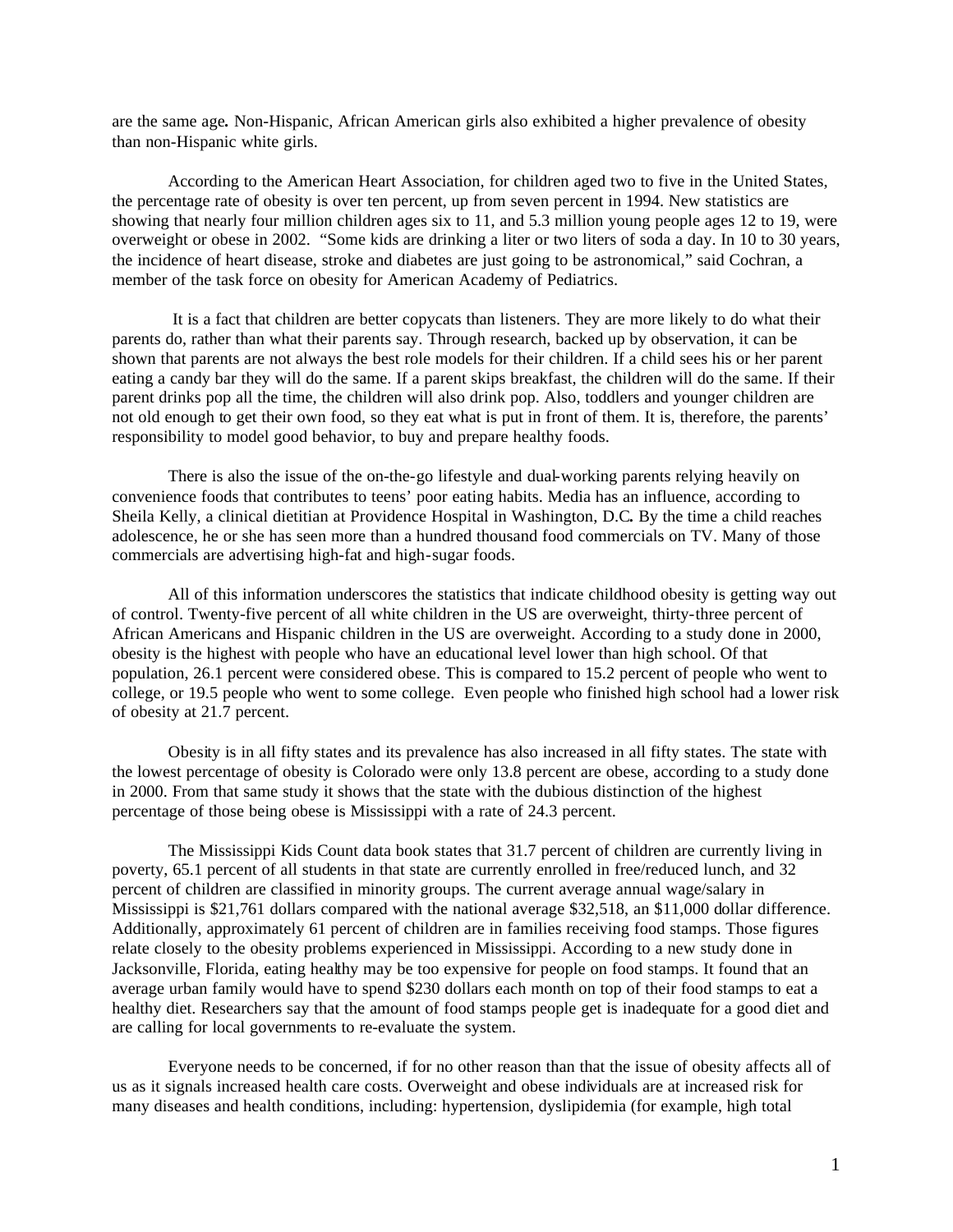are the same age**.** Non-Hispanic, African American girls also exhibited a higher prevalence of obesity than non-Hispanic white girls.

According to the American Heart Association, for children aged two to five in the United States, the percentage rate of obesity is over ten percent, up from seven percent in 1994. New statistics are showing that nearly four million children ages six to 11, and 5.3 million young people ages 12 to 19, were overweight or obese in 2002. "Some kids are drinking a liter or two liters of soda a day. In 10 to 30 years, the incidence of heart disease, stroke and diabetes are just going to be astronomical," said Cochran, a member of the task force on obesity for American Academy of Pediatrics.

It is a fact that children are better copycats than listeners. They are more likely to do what their parents do, rather than what their parents say. Through research, backed up by observation, it can be shown that parents are not always the best role models for their children. If a child sees his or her parent eating a candy bar they will do the same. If a parent skips breakfast, the children will do the same. If their parent drinks pop all the time, the children will also drink pop. Also, toddlers and younger children are not old enough to get their own food, so they eat what is put in front of them. It is, therefore, the parents' responsibility to model good behavior, to buy and prepare healthy foods.

There is also the issue of the on-the-go lifestyle and dual-working parents relying heavily on convenience foods that contributes to teens' poor eating habits. Media has an influence, according to Sheila Kelly, a clinical dietitian at Providence Hospital in Washington, D.C**.** By the time a child reaches adolescence, he or she has seen more than a hundred thousand food commercials on TV. Many of those commercials are advertising high-fat and high-sugar foods.

All of this information underscores the statistics that indicate childhood obesity is getting way out of control. Twenty-five percent of all white children in the US are overweight, thirty-three percent of African Americans and Hispanic children in the US are overweight. According to a study done in 2000, obesity is the highest with people who have an educational level lower than high school. Of that population, 26.1 percent were considered obese. This is compared to 15.2 percent of people who went to college, or 19.5 people who went to some college. Even people who finished high school had a lower risk of obesity at 21.7 percent.

Obesity is in all fifty states and its prevalence has also increased in all fifty states. The state with the lowest percentage of obesity is Colorado were only 13.8 percent are obese, according to a study done in 2000. From that same study it shows that the state with the dubious distinction of the highest percentage of those being obese is Mississippi with a rate of 24.3 percent.

The Mississippi Kids Count data book states that 31.7 percent of children are currently living in poverty, 65.1 percent of all students in that state are currently enrolled in free/reduced lunch, and 32 percent of children are classified in minority groups. The current average annual wage/salary in Mississippi is $21,761 dollars compared with the national average $32,518, an $11,000 dollar difference. Additionally, approximately 61 percent of children are in families receiving food stamps. Those figures relate closely to the obesity problems experienced in Mississippi. According to a new study done in Jacksonville, Florida, eating healthy may be too expensive for people on food stamps. It found that an average urban family would have to spend $230 dollars each month on top of their food stamps to eat a healthy diet. Researchers say that the amount of food stamps people get is inadequate for a good diet and are calling for local governments to re-evaluate the system.

Everyone needs to be concerned, if for no other reason than that the issue of obesity affects all of us as it signals increased health care costs. Overweight and obese individuals are at increased risk for many diseases and health conditions, including: hypertension, dyslipidemia (for example, high total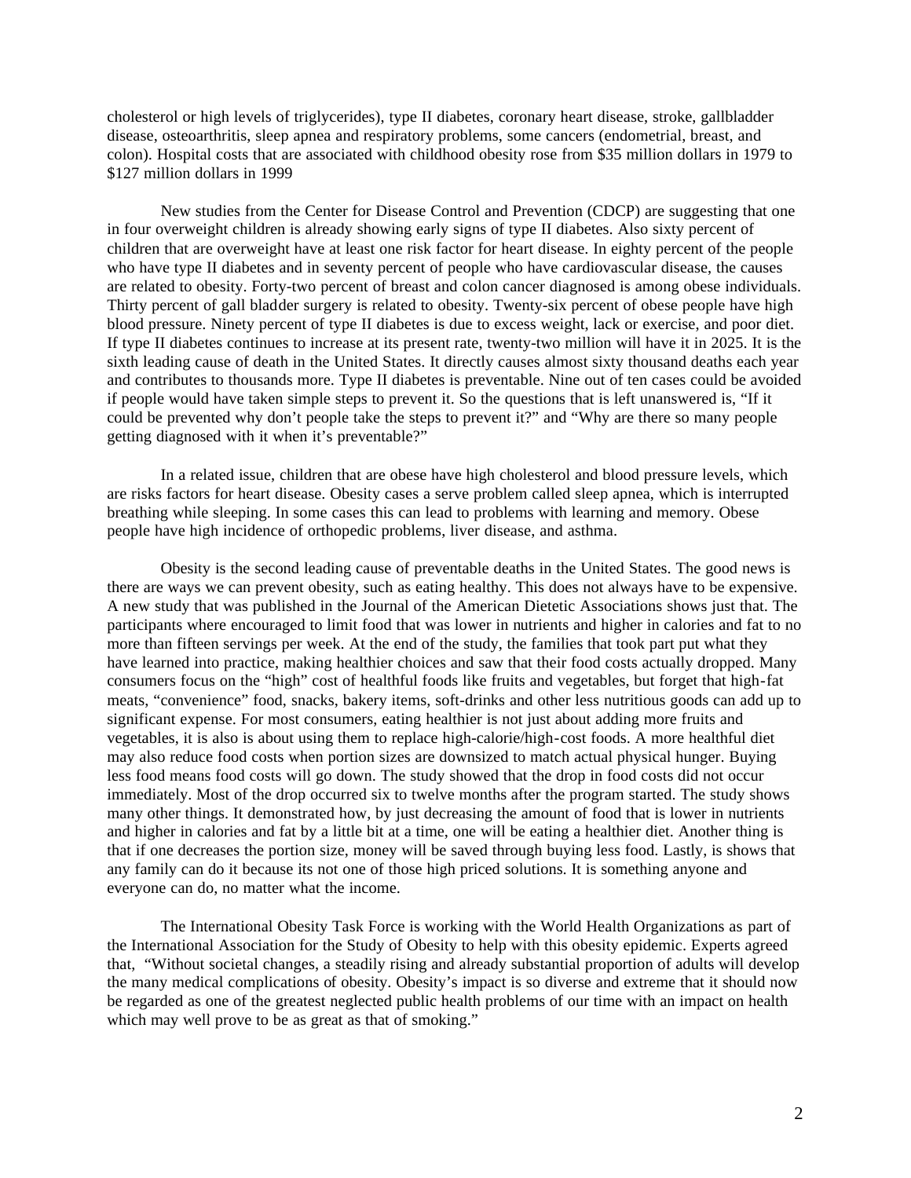cholesterol or high levels of triglycerides), type II diabetes, coronary heart disease, stroke, gallbladder disease, osteoarthritis, sleep apnea and respiratory problems, some cancers (endometrial, breast, and colon). Hospital costs that are associated with childhood obesity rose from $35 million dollars in 1979 to $127 million dollars in 1999

New studies from the Center for Disease Control and Prevention (CDCP) are suggesting that one in four overweight children is already showing early signs of type II diabetes. Also sixty percent of children that are overweight have at least one risk factor for heart disease. In eighty percent of the people who have type II diabetes and in seventy percent of people who have cardiovascular disease, the causes are related to obesity. Forty-two percent of breast and colon cancer diagnosed is among obese individuals. Thirty percent of gall bladder surgery is related to obesity. Twenty-six percent of obese people have high blood pressure. Ninety percent of type II diabetes is due to excess weight, lack or exercise, and poor diet. If type II diabetes continues to increase at its present rate, twenty-two million will have it in 2025. It is the sixth leading cause of death in the United States. It directly causes almost sixty thousand deaths each year and contributes to thousands more. Type II diabetes is preventable. Nine out of ten cases could be avoided if people would have taken simple steps to prevent it. So the questions that is left unanswered is, "If it could be prevented why don't people take the steps to prevent it?" and "Why are there so many people getting diagnosed with it when it's preventable?"

In a related issue, children that are obese have high cholesterol and blood pressure levels, which are risks factors for heart disease. Obesity cases a serve problem called sleep apnea, which is interrupted breathing while sleeping. In some cases this can lead to problems with learning and memory. Obese people have high incidence of orthopedic problems, liver disease, and asthma.

Obesity is the second leading cause of preventable deaths in the United States. The good news is there are ways we can prevent obesity, such as eating healthy. This does not always have to be expensive. A new study that was published in the Journal of the American Dietetic Associations shows just that. The participants where encouraged to limit food that was lower in nutrients and higher in calories and fat to no more than fifteen servings per week. At the end of the study, the families that took part put what they have learned into practice, making healthier choices and saw that their food costs actually dropped. Many consumers focus on the "high" cost of healthful foods like fruits and vegetables, but forget that high-fat meats, "convenience" food, snacks, bakery items, soft-drinks and other less nutritious goods can add up to significant expense. For most consumers, eating healthier is not just about adding more fruits and vegetables, it is also is about using them to replace high-calorie/high-cost foods. A more healthful diet may also reduce food costs when portion sizes are downsized to match actual physical hunger. Buying less food means food costs will go down. The study showed that the drop in food costs did not occur immediately. Most of the drop occurred six to twelve months after the program started. The study shows many other things. It demonstrated how, by just decreasing the amount of food that is lower in nutrients and higher in calories and fat by a little bit at a time, one will be eating a healthier diet. Another thing is that if one decreases the portion size, money will be saved through buying less food. Lastly, is shows that any family can do it because its not one of those high priced solutions. It is something anyone and everyone can do, no matter what the income.

The International Obesity Task Force is working with the World Health Organizations as part of the International Association for the Study of Obesity to help with this obesity epidemic. Experts agreed that, "Without societal changes, a steadily rising and already substantial proportion of adults will develop the many medical complications of obesity. Obesity's impact is so diverse and extreme that it should now be regarded as one of the greatest neglected public health problems of our time with an impact on health which may well prove to be as great as that of smoking."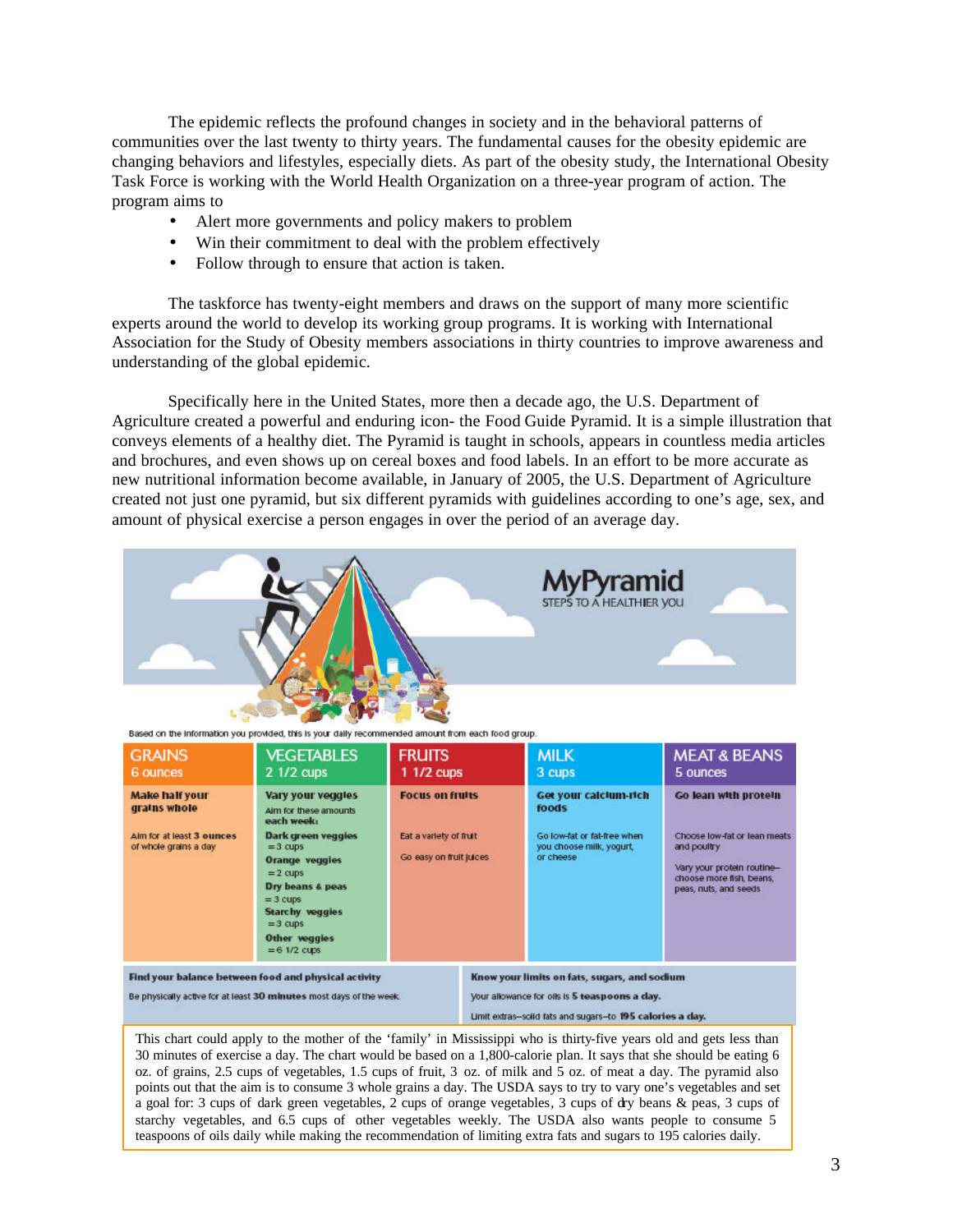The epidemic reflects the profound changes in society and in the behavioral patterns of communities over the last twenty to thirty years. The fundamental causes for the obesity epidemic are changing behaviors and lifestyles, especially diets. As part of the obesity study, the International Obesity Task Force is working with the World Health Organization on a three-year program of action. The program aims to

- Alert more governments and policy makers to problem
- Win their commitment to deal with the problem effectively
- Follow through to ensure that action is taken.

The taskforce has twenty-eight members and draws on the support of many more scientific experts around the world to develop its working group programs. It is working with International Association for the Study of Obesity members associations in thirty countries to improve awareness and understanding of the global epidemic.

Specifically here in the United States, more then a decade ago, the U.S. Department of Agriculture created a powerful and enduring icon- the Food Guide Pyramid. It is a simple illustration that conveys elements of a healthy diet. The Pyramid is taught in schools, appears in countless media articles and brochures, and even shows up on cereal boxes and food labels. In an effort to be more accurate as new nutritional information become available, in January of 2005, the U.S. Department of Agriculture created not just one pyramid, but six different pyramids with guidelines according to one's age, sex, and amount of physical exercise a person engages in over the period of an average day.

**MyPyramid**
STEPS TO A HEALTHIER YOU

Based on the information you provided, this is your daily recommended amount from each food group.

| GRAINS 6 ounces | VEGETABLES 2 1/2 cups | FRUITS 1 1/2 cups | MILK 3 cups | MEAT & BEANS 5 ounces |
|---|---|---|---|---|
| **Make half your grains whole**<br><br>Aim for at least **3 ounces** of whole grains a day | **Vary your veggies**<br>Aim for these amounts **each week:**<br>**Dark green veggies** = 3 cups<br>**Orange veggies** = 2 cups<br>**Dry beans & peas** = 3 cups<br>**Starchy veggies** = 3 cups<br>**Other veggies** = 6 1/2 cups | **Focus on fruits**<br><br>Eat a variety of fruit<br><br>Go easy on fruit juices | **Get your calcium-rich foods**<br><br>Go low-fat or fat-free when you choose milk, yogurt, or cheese | **Go lean with protein**<br><br>Choose low-fat or lean meats and poultry<br><br>Vary your protein routine– choose more fish, beans, peas, nuts, and seeds |

**Find your balance between food and physical activity**
Be physically active for at least **30 minutes** most days of the week.

**Know your limits on fats, sugars, and sodium**
Your allowance for oils is **5 teaspoons a day.**
Limit extras–solid fats and sugars–to **195 calories a day.**

This chart could apply to the mother of the 'family' in Mississippi who is thirty-five years old and gets less than 30 minutes of exercise a day. The chart would be based on a 1,800-calorie plan. It says that she should be eating 6 oz. of grains, 2.5 cups of vegetables, 1.5 cups of fruit, 3 oz. of milk and 5 oz. of meat a day. The pyramid also points out that the aim is to consume 3 whole grains a day. The USDA says to try to vary one's vegetables and set a goal for: 3 cups of dark green vegetables, 2 cups of orange vegetables, 3 cups of dry beans & peas, 3 cups of starchy vegetables, and 6.5 cups of other vegetables weekly. The USDA also wants people to consume 5 teaspoons of oils daily while making the recommendation of limiting extra fats and sugars to 195 calories daily.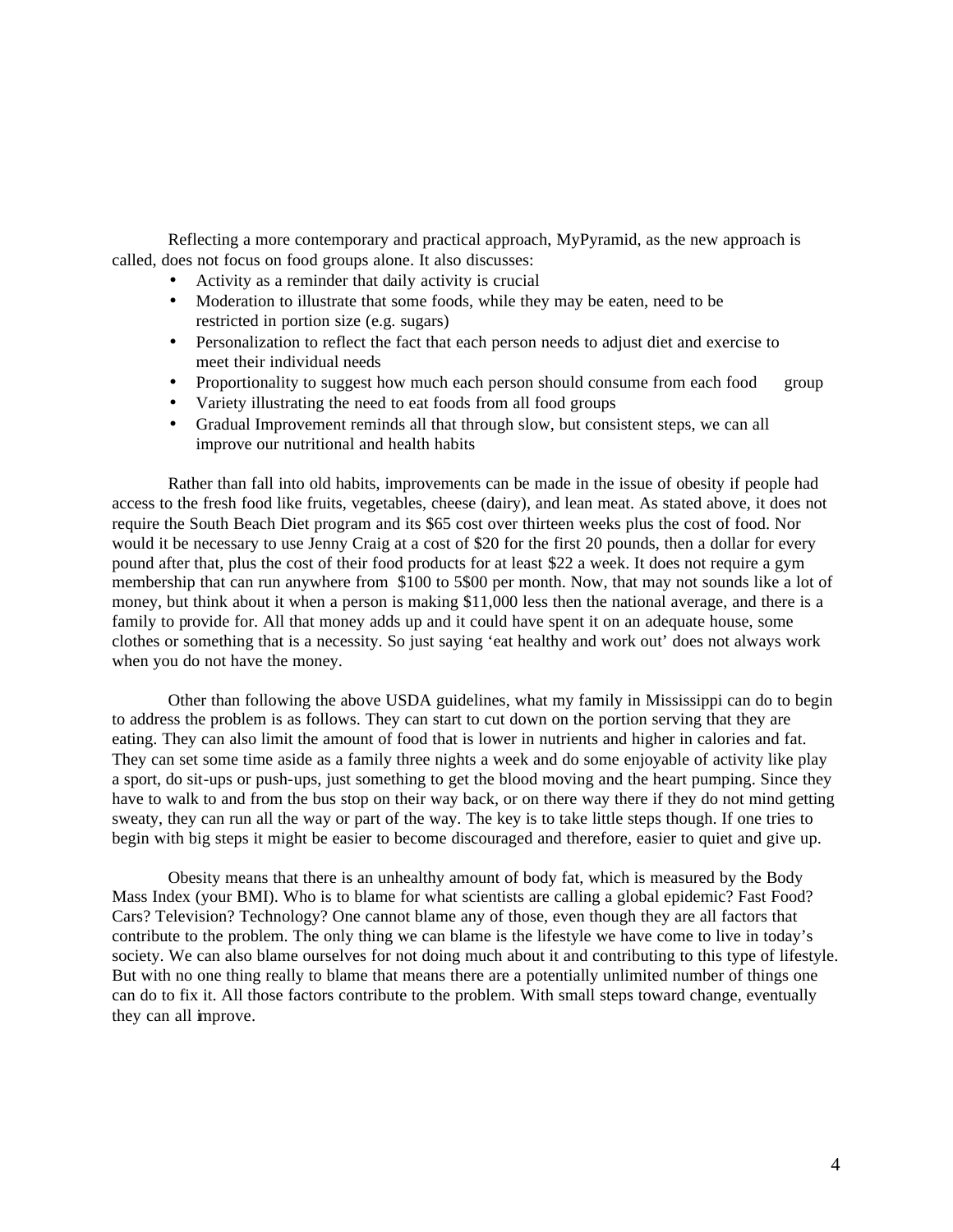Reflecting a more contemporary and practical approach, MyPyramid, as the new approach is called, does not focus on food groups alone. It also discusses:

- Activity as a reminder that daily activity is crucial
- Moderation to illustrate that some foods, while they may be eaten, need to be restricted in portion size (e.g. sugars)
- Personalization to reflect the fact that each person needs to adjust diet and exercise to meet their individual needs
- Proportionality to suggest how much each person should consume from each food group
- Variety illustrating the need to eat foods from all food groups
- Gradual Improvement reminds all that through slow, but consistent steps, we can all improve our nutritional and health habits

Rather than fall into old habits, improvements can be made in the issue of obesity if people had access to the fresh food like fruits, vegetables, cheese (dairy), and lean meat. As stated above, it does not require the South Beach Diet program and its $65 cost over thirteen weeks plus the cost of food. Nor would it be necessary to use Jenny Craig at a cost of $20 for the first 20 pounds, then a dollar for every pound after that, plus the cost of their food products for at least $22 a week. It does not require a gym membership that can run anywhere from $100 to 5$00 per month. Now, that may not sounds like a lot of money, but think about it when a person is making $11,000 less then the national average, and there is a family to provide for. All that money adds up and it could have spent it on an adequate house, some clothes or something that is a necessity. So just saying 'eat healthy and work out' does not always work when you do not have the money.

Other than following the above USDA guidelines, what my family in Mississippi can do to begin to address the problem is as follows. They can start to cut down on the portion serving that they are eating. They can also limit the amount of food that is lower in nutrients and higher in calories and fat. They can set some time aside as a family three nights a week and do some enjoyable of activity like play a sport, do sit-ups or push-ups, just something to get the blood moving and the heart pumping. Since they have to walk to and from the bus stop on their way back, or on there way there if they do not mind getting sweaty, they can run all the way or part of the way. The key is to take little steps though. If one tries to begin with big steps it might be easier to become discouraged and therefore, easier to quiet and give up.

Obesity means that there is an unhealthy amount of body fat, which is measured by the Body Mass Index (your BMI). Who is to blame for what scientists are calling a global epidemic? Fast Food? Cars? Television? Technology? One cannot blame any of those, even though they are all factors that contribute to the problem. The only thing we can blame is the lifestyle we have come to live in today's society. We can also blame ourselves for not doing much about it and contributing to this type of lifestyle. But with no one thing really to blame that means there are a potentially unlimited number of things one can do to fix it. All those factors contribute to the problem. With small steps toward change, eventually they can all improve.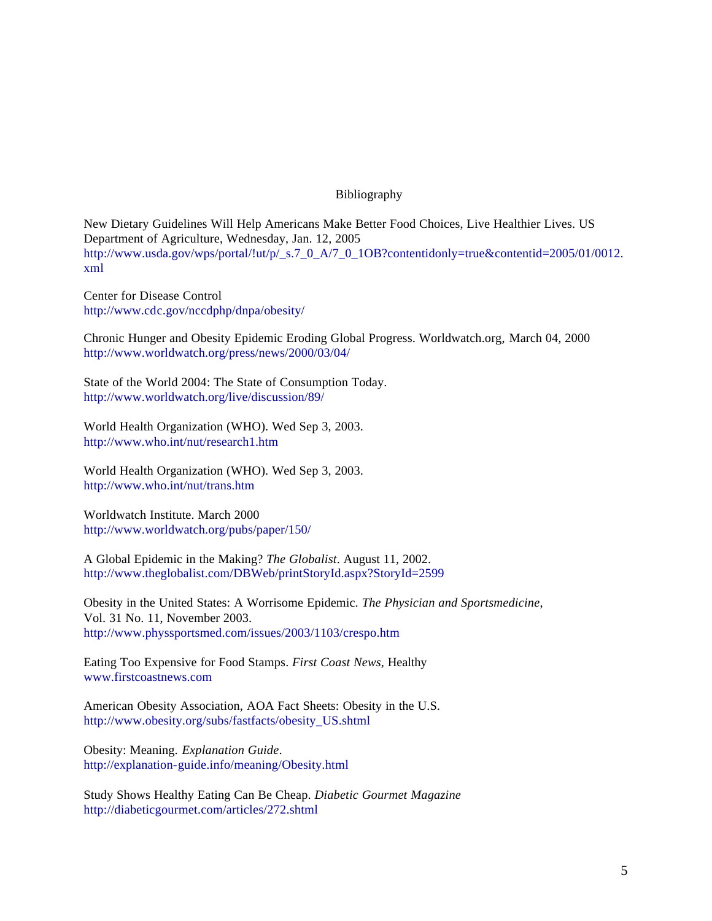# Bibliography

New Dietary Guidelines Will Help Americans Make Better Food Choices, Live Healthier Lives. US Department of Agriculture, Wednesday, Jan. 12, 2005
http://www.usda.gov/wps/portal/!ut/p/_s.7_0_A/7_0_1OB?contentidonly=true&contentid=2005/01/0012.xml

Center for Disease Control
http://www.cdc.gov/nccdphp/dnpa/obesity/

Chronic Hunger and Obesity Epidemic Eroding Global Progress. Worldwatch.org, March 04, 2000
http://www.worldwatch.org/press/news/2000/03/04/

State of the World 2004: The State of Consumption Today.
http://www.worldwatch.org/live/discussion/89/

World Health Organization (WHO). Wed Sep 3, 2003.
http://www.who.int/nut/research1.htm

World Health Organization (WHO). Wed Sep 3, 2003.
http://www.who.int/nut/trans.htm

Worldwatch Institute. March 2000
http://www.worldwatch.org/pubs/paper/150/

A Global Epidemic in the Making? *The Globalist*. August 11, 2002.
http://www.theglobalist.com/DBWeb/printStoryId.aspx?StoryId=2599

Obesity in the United States: A Worrisome Epidemic. *The Physician and Sportsmedicine*, Vol. 31 No. 11, November 2003.
http://www.physsportsmed.com/issues/2003/1103/crespo.htm

Eating Too Expensive for Food Stamps. *First Coast News*, Healthy
www.firstcoastnews.com

American Obesity Association, AOA Fact Sheets: Obesity in the U.S.
http://www.obesity.org/subs/fastfacts/obesity_US.shtml

Obesity: Meaning. *Explanation Guide*.
http://explanation-guide.info/meaning/Obesity.html

Study Shows Healthy Eating Can Be Cheap. *Diabetic Gourmet Magazine*
http://diabeticgourmet.com/articles/272.shtml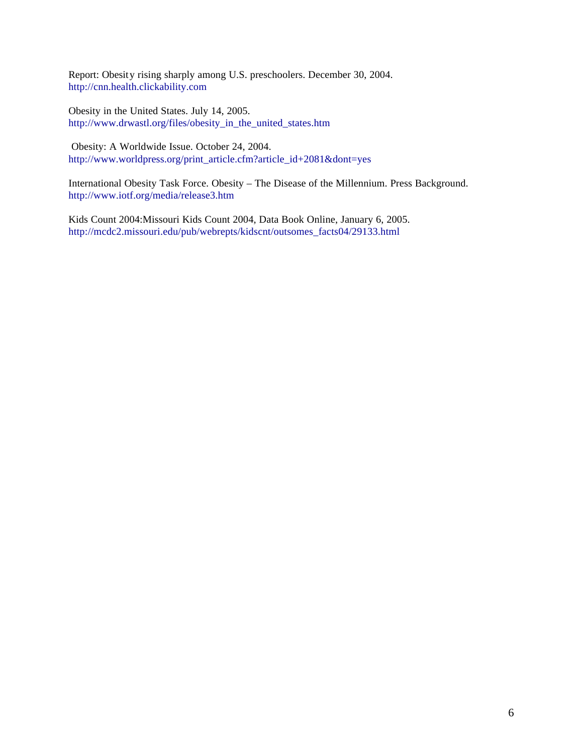Report: Obesity rising sharply among U.S. preschoolers. December 30, 2004.
http://cnn.health.clickability.com

Obesity in the United States. July 14, 2005.
http://www.drwastl.org/files/obesity_in_the_united_states.htm

Obesity: A Worldwide Issue. October 24, 2004.
http://www.worldpress.org/print_article.cfm?article_id+2081&dont=yes

International Obesity Task Force. Obesity – The Disease of the Millennium. Press Background.
http://www.iotf.org/media/release3.htm

Kids Count 2004:Missouri Kids Count 2004, Data Book Online, January 6, 2005.
http://mcdc2.missouri.edu/pub/webrepts/kidscnt/outsomes_facts04/29133.html